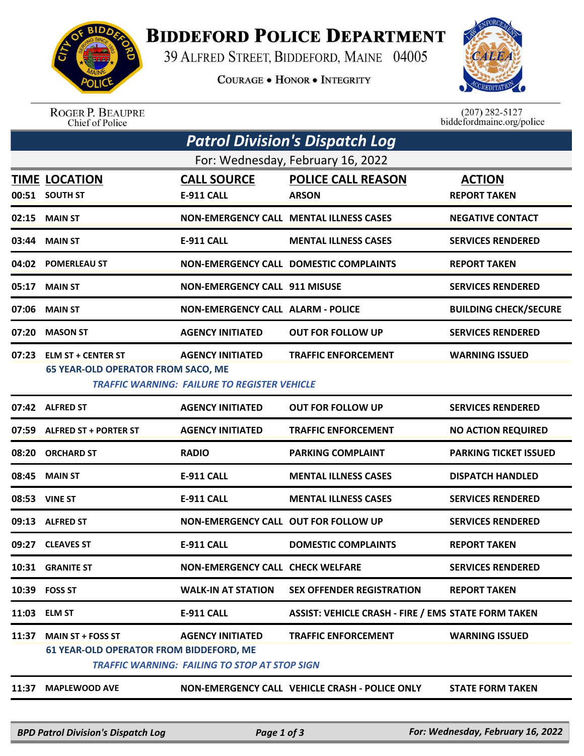# BIDDEFORD POLICE DEPARTMENT

39 ALFRED STREET, BIDDEFORD, MAINE 04005

COURAGE • HONOR • INTEGRITY

ROGER P. BEAUPRE
Chief of Police

(207) 282-5127
biddefordmaine.org/police

## *Patrol Division's Dispatch Log*

For: Wednesday, February 16, 2022

| TIME | LOCATION | CALL SOURCE | POLICE CALL REASON | ACTION |
|---|---|---|---|---|
| 00:51 | SOUTH ST | E-911 CALL | ARSON | REPORT TAKEN |
| 02:15 | MAIN ST | NON-EMERGENCY CALL | MENTAL ILLNESS CASES | NEGATIVE CONTACT |
| 03:44 | MAIN ST | E-911 CALL | MENTAL ILLNESS CASES | SERVICES RENDERED |
| 04:02 | POMERLEAU ST | NON-EMERGENCY CALL | DOMESTIC COMPLAINTS | REPORT TAKEN |
| 05:17 | MAIN ST | NON-EMERGENCY CALL | 911 MISUSE | SERVICES RENDERED |
| 07:06 | MAIN ST | NON-EMERGENCY CALL | ALARM - POLICE | BUILDING CHECK/SECURE |
| 07:20 | MASON ST | AGENCY INITIATED | OUT FOR FOLLOW UP | SERVICES RENDERED |
| 07:23 | ELM ST + CENTER ST | AGENCY INITIATED | TRAFFIC ENFORCEMENT | WARNING ISSUED |
| | 65 YEAR-OLD OPERATOR FROM SACO, ME<br>*TRAFFIC WARNING: FAILURE TO REGISTER VEHICLE* | | | |
| 07:42 | ALFRED ST | AGENCY INITIATED | OUT FOR FOLLOW UP | SERVICES RENDERED |
| 07:59 | ALFRED ST + PORTER ST | AGENCY INITIATED | TRAFFIC ENFORCEMENT | NO ACTION REQUIRED |
| 08:20 | ORCHARD ST | RADIO | PARKING COMPLAINT | PARKING TICKET ISSUED |
| 08:45 | MAIN ST | E-911 CALL | MENTAL ILLNESS CASES | DISPATCH HANDLED |
| 08:53 | VINE ST | E-911 CALL | MENTAL ILLNESS CASES | SERVICES RENDERED |
| 09:13 | ALFRED ST | NON-EMERGENCY CALL | OUT FOR FOLLOW UP | SERVICES RENDERED |
| 09:27 | CLEAVES ST | E-911 CALL | DOMESTIC COMPLAINTS | REPORT TAKEN |
| 10:31 | GRANITE ST | NON-EMERGENCY CALL | CHECK WELFARE | SERVICES RENDERED |
| 10:39 | FOSS ST | WALK-IN AT STATION | SEX OFFENDER REGISTRATION | REPORT TAKEN |
| 11:03 | ELM ST | E-911 CALL | ASSIST: VEHICLE CRASH - FIRE / EMS | STATE FORM TAKEN |
| 11:37 | MAIN ST + FOSS ST | AGENCY INITIATED | TRAFFIC ENFORCEMENT | WARNING ISSUED |
| | 61 YEAR-OLD OPERATOR FROM BIDDEFORD, ME<br>*TRAFFIC WARNING: FAILING TO STOP AT STOP SIGN* | | | |
| 11:37 | MAPLEWOOD AVE | NON-EMERGENCY CALL | VEHICLE CRASH - POLICE ONLY | STATE FORM TAKEN |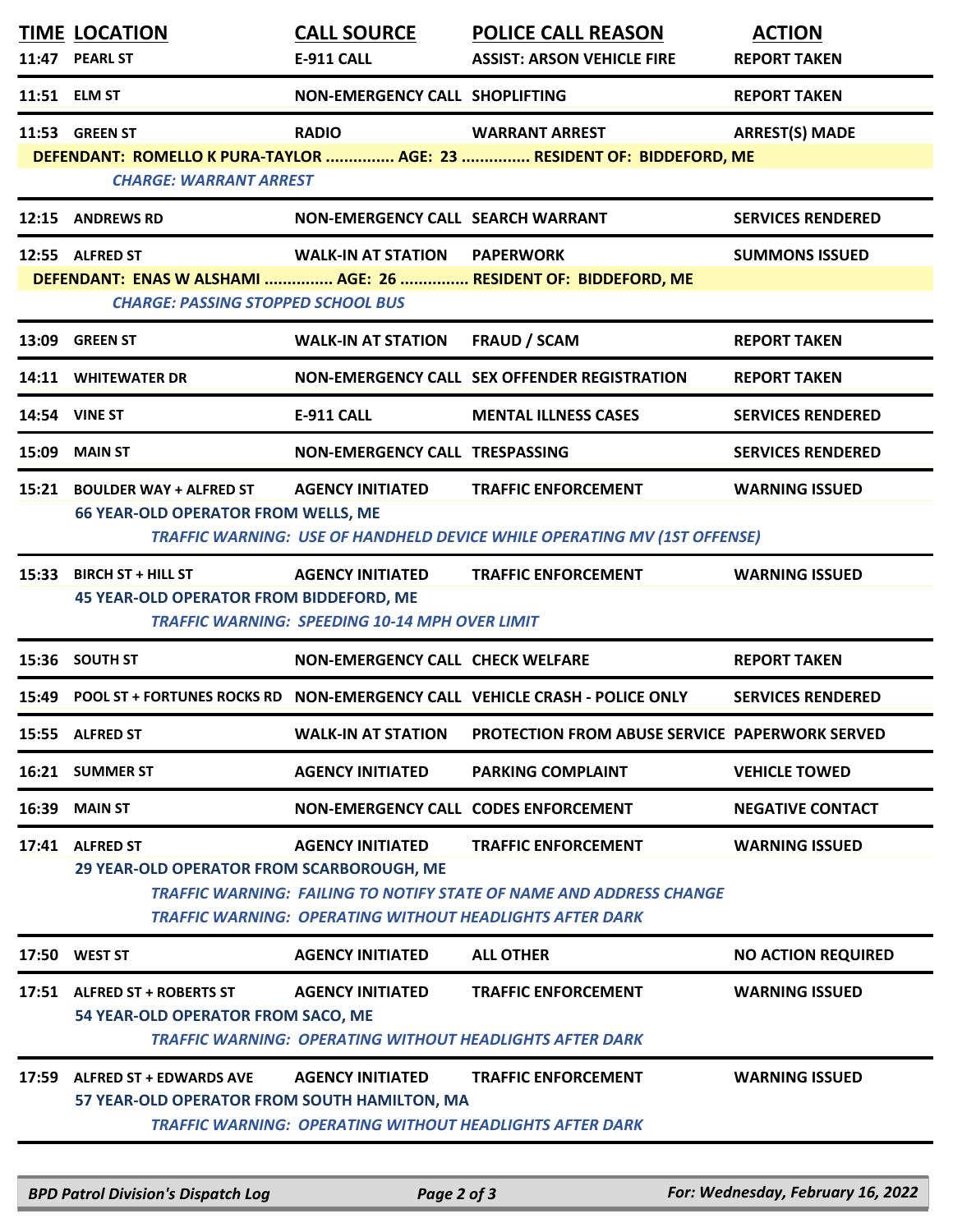| TIME | LOCATION | CALL SOURCE | POLICE CALL REASON | ACTION |
|---|---|---|---|---|
| 11:47 | PEARL ST | E-911 CALL | ASSIST: ARSON VEHICLE FIRE | REPORT TAKEN |
| 11:51 | ELM ST | NON-EMERGENCY CALL | SHOPLIFTING | REPORT TAKEN |
| 11:53 | GREEN ST | RADIO | WARRANT ARREST | ARREST(S) MADE |
| | DEFENDANT: ROMELLO K PURA-TAYLOR ............... AGE: 23 ............... RESIDENT OF: BIDDEFORD, ME | | | |
| | *CHARGE: WARRANT ARREST* | | | |
| 12:15 | ANDREWS RD | NON-EMERGENCY CALL | SEARCH WARRANT | SERVICES RENDERED |
| 12:55 | ALFRED ST | WALK-IN AT STATION | PAPERWORK | SUMMONS ISSUED |
| | DEFENDANT: ENAS W ALSHAMI ............... AGE: 26 ............... RESIDENT OF: BIDDEFORD, ME | | | |
| | *CHARGE: PASSING STOPPED SCHOOL BUS* | | | |
| 13:09 | GREEN ST | WALK-IN AT STATION | FRAUD / SCAM | REPORT TAKEN |
| 14:11 | WHITEWATER DR | NON-EMERGENCY CALL | SEX OFFENDER REGISTRATION | REPORT TAKEN |
| 14:54 | VINE ST | E-911 CALL | MENTAL ILLNESS CASES | SERVICES RENDERED |
| 15:09 | MAIN ST | NON-EMERGENCY CALL | TRESPASSING | SERVICES RENDERED |
| 15:21 | BOULDER WAY + ALFRED ST | AGENCY INITIATED | TRAFFIC ENFORCEMENT | WARNING ISSUED |
| | 66 YEAR-OLD OPERATOR FROM WELLS, ME | | | |
| | *TRAFFIC WARNING: USE OF HANDHELD DEVICE WHILE OPERATING MV (1ST OFFENSE)* | | | |
| 15:33 | BIRCH ST + HILL ST | AGENCY INITIATED | TRAFFIC ENFORCEMENT | WARNING ISSUED |
| | 45 YEAR-OLD OPERATOR FROM BIDDEFORD, ME | | | |
| | *TRAFFIC WARNING: SPEEDING 10-14 MPH OVER LIMIT* | | | |
| 15:36 | SOUTH ST | NON-EMERGENCY CALL | CHECK WELFARE | REPORT TAKEN |
| 15:49 | POOL ST + FORTUNES ROCKS RD | NON-EMERGENCY CALL | VEHICLE CRASH - POLICE ONLY | SERVICES RENDERED |
| 15:55 | ALFRED ST | WALK-IN AT STATION | PROTECTION FROM ABUSE SERVICE | PAPERWORK SERVED |
| 16:21 | SUMMER ST | AGENCY INITIATED | PARKING COMPLAINT | VEHICLE TOWED |
| 16:39 | MAIN ST | NON-EMERGENCY CALL | CODES ENFORCEMENT | NEGATIVE CONTACT |
| 17:41 | ALFRED ST | AGENCY INITIATED | TRAFFIC ENFORCEMENT | WARNING ISSUED |
| | 29 YEAR-OLD OPERATOR FROM SCARBOROUGH, ME | | | |
| | *TRAFFIC WARNING: FAILING TO NOTIFY STATE OF NAME AND ADDRESS CHANGE* | | | |
| | *TRAFFIC WARNING: OPERATING WITHOUT HEADLIGHTS AFTER DARK* | | | |
| 17:50 | WEST ST | AGENCY INITIATED | ALL OTHER | NO ACTION REQUIRED |
| 17:51 | ALFRED ST + ROBERTS ST | AGENCY INITIATED | TRAFFIC ENFORCEMENT | WARNING ISSUED |
| | 54 YEAR-OLD OPERATOR FROM SACO, ME | | | |
| | *TRAFFIC WARNING: OPERATING WITHOUT HEADLIGHTS AFTER DARK* | | | |
| 17:59 | ALFRED ST + EDWARDS AVE | AGENCY INITIATED | TRAFFIC ENFORCEMENT | WARNING ISSUED |
| | 57 YEAR-OLD OPERATOR FROM SOUTH HAMILTON, MA | | | |
| | *TRAFFIC WARNING: OPERATING WITHOUT HEADLIGHTS AFTER DARK* | | | |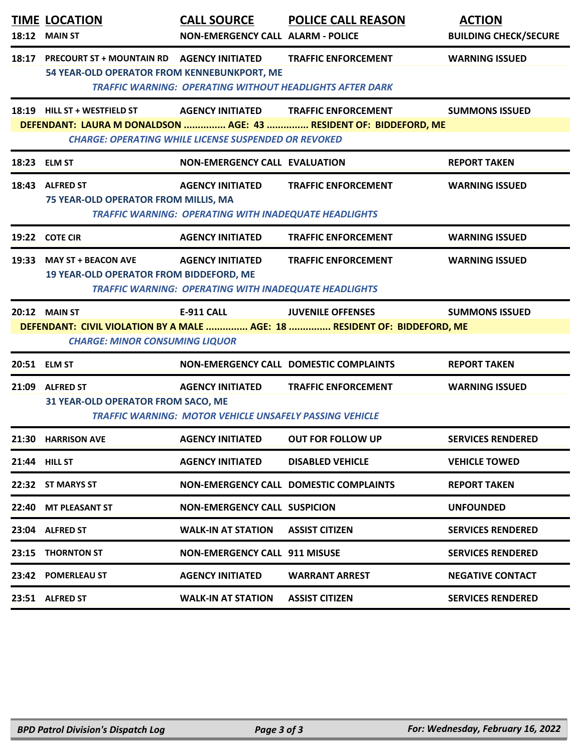| TIME | LOCATION | CALL SOURCE | POLICE CALL REASON | ACTION |
|---|---|---|---|---|
| 18:12 | MAIN ST | NON-EMERGENCY CALL | ALARM - POLICE | BUILDING CHECK/SECURE |
| 18:17 | PRECOURT ST + MOUNTAIN RD | AGENCY INITIATED | TRAFFIC ENFORCEMENT | WARNING ISSUED |
| | 54 YEAR-OLD OPERATOR FROM KENNEBUNKPORT, ME | | | |
| | *TRAFFIC WARNING: OPERATING WITHOUT HEADLIGHTS AFTER DARK* | | | |
| 18:19 | HILL ST + WESTFIELD ST | AGENCY INITIATED | TRAFFIC ENFORCEMENT | SUMMONS ISSUED |
| | DEFENDANT: LAURA M DONALDSON ............... AGE: 43 ............... RESIDENT OF: BIDDEFORD, ME | | | |
| | *CHARGE: OPERATING WHILE LICENSE SUSPENDED OR REVOKED* | | | |
| 18:23 | ELM ST | NON-EMERGENCY CALL | EVALUATION | REPORT TAKEN |
| 18:43 | ALFRED ST | AGENCY INITIATED | TRAFFIC ENFORCEMENT | WARNING ISSUED |
| | 75 YEAR-OLD OPERATOR FROM MILLIS, MA | | | |
| | *TRAFFIC WARNING: OPERATING WITH INADEQUATE HEADLIGHTS* | | | |
| 19:22 | COTE CIR | AGENCY INITIATED | TRAFFIC ENFORCEMENT | WARNING ISSUED |
| 19:33 | MAY ST + BEACON AVE | AGENCY INITIATED | TRAFFIC ENFORCEMENT | WARNING ISSUED |
| | 19 YEAR-OLD OPERATOR FROM BIDDEFORD, ME | | | |
| | *TRAFFIC WARNING: OPERATING WITH INADEQUATE HEADLIGHTS* | | | |
| 20:12 | MAIN ST | E-911 CALL | JUVENILE OFFENSES | SUMMONS ISSUED |
| | DEFENDANT: CIVIL VIOLATION BY A MALE ............... AGE: 18 ............... RESIDENT OF: BIDDEFORD, ME | | | |
| | *CHARGE: MINOR CONSUMING LIQUOR* | | | |
| 20:51 | ELM ST | NON-EMERGENCY CALL | DOMESTIC COMPLAINTS | REPORT TAKEN |
| 21:09 | ALFRED ST | AGENCY INITIATED | TRAFFIC ENFORCEMENT | WARNING ISSUED |
| | 31 YEAR-OLD OPERATOR FROM SACO, ME | | | |
| | *TRAFFIC WARNING: MOTOR VEHICLE UNSAFELY PASSING VEHICLE* | | | |
| 21:30 | HARRISON AVE | AGENCY INITIATED | OUT FOR FOLLOW UP | SERVICES RENDERED |
| 21:44 | HILL ST | AGENCY INITIATED | DISABLED VEHICLE | VEHICLE TOWED |
| 22:32 | ST MARYS ST | NON-EMERGENCY CALL | DOMESTIC COMPLAINTS | REPORT TAKEN |
| 22:40 | MT PLEASANT ST | NON-EMERGENCY CALL | SUSPICION | UNFOUNDED |
| 23:04 | ALFRED ST | WALK-IN AT STATION | ASSIST CITIZEN | SERVICES RENDERED |
| 23:15 | THORNTON ST | NON-EMERGENCY CALL | 911 MISUSE | SERVICES RENDERED |
| 23:42 | POMERLEAU ST | AGENCY INITIATED | WARRANT ARREST | NEGATIVE CONTACT |
| 23:51 | ALFRED ST | WALK-IN AT STATION | ASSIST CITIZEN | SERVICES RENDERED |